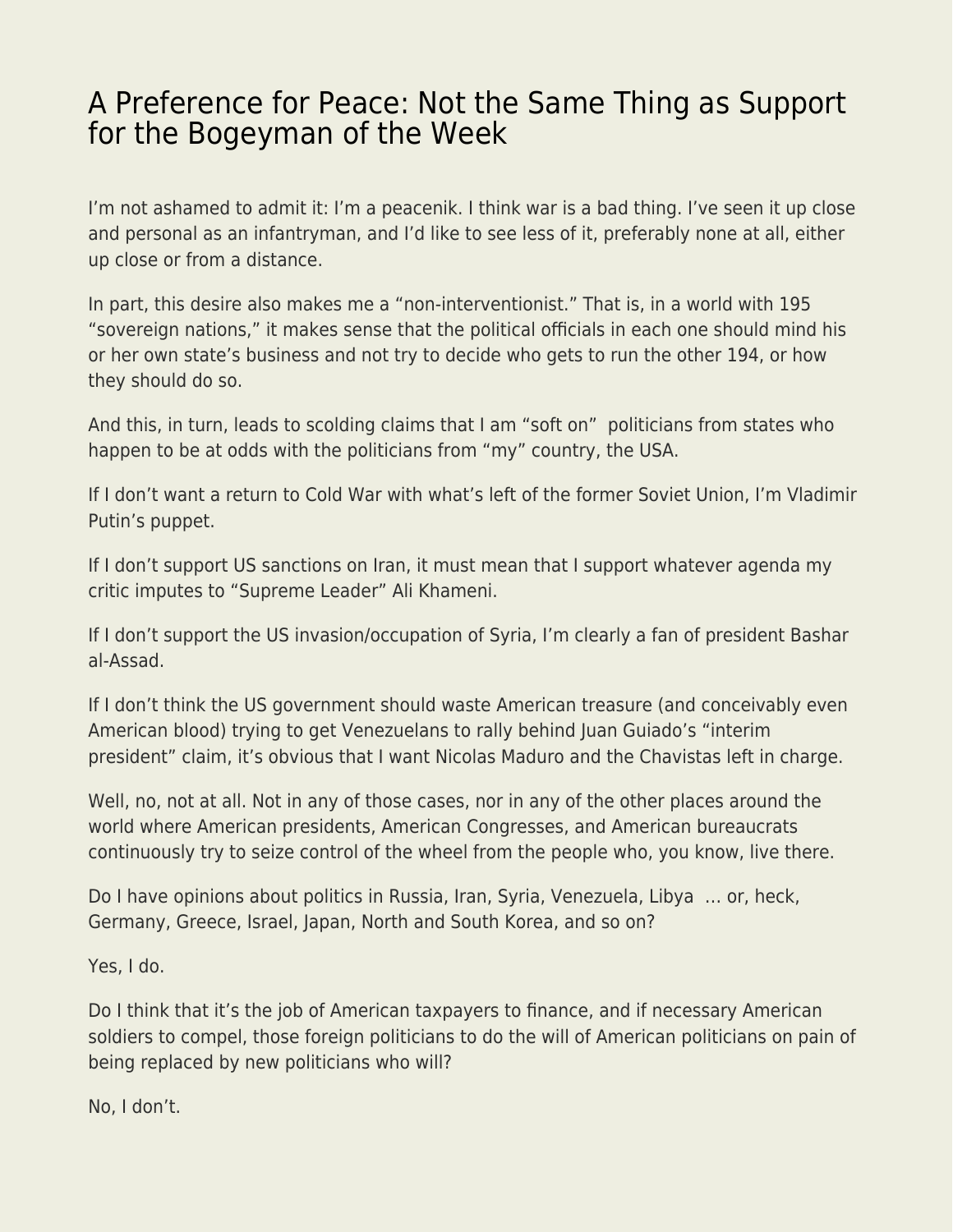# A Preference for Peace: Not the Same Thing as Support for the Bogeyman of the Week

I'm not ashamed to admit it: I'm a peacenik. I think war is a bad thing. I've seen it up close and personal as an infantryman, and I'd like to see less of it, preferably none at all, either up close or from a distance.

In part, this desire also makes me a "non-interventionist." That is, in a world with 195 "sovereign nations," it makes sense that the political officials in each one should mind his or her own state's business and not try to decide who gets to run the other 194, or how they should do so.

And this, in turn, leads to scolding claims that I am "soft on" politicians from states who happen to be at odds with the politicians from "my" country, the USA.

If I don't want a return to Cold War with what's left of the former Soviet Union, I'm Vladimir Putin's puppet.

If I don't support US sanctions on Iran, it must mean that I support whatever agenda my critic imputes to "Supreme Leader" Ali Khameni.

If I don't support the US invasion/occupation of Syria, I'm clearly a fan of president Bashar al-Assad.

If I don't think the US government should waste American treasure (and conceivably even American blood) trying to get Venezuelans to rally behind Juan Guiado's "interim president" claim, it's obvious that I want Nicolas Maduro and the Chavistas left in charge.

Well, no, not at all. Not in any of those cases, nor in any of the other places around the world where American presidents, American Congresses, and American bureaucrats continuously try to seize control of the wheel from the people who, you know, live there.

Do I have opinions about politics in Russia, Iran, Syria, Venezuela, Libya … or, heck, Germany, Greece, Israel, Japan, North and South Korea, and so on?

Yes, I do.

Do I think that it's the job of American taxpayers to finance, and if necessary American soldiers to compel, those foreign politicians to do the will of American politicians on pain of being replaced by new politicians who will?

No, I don't.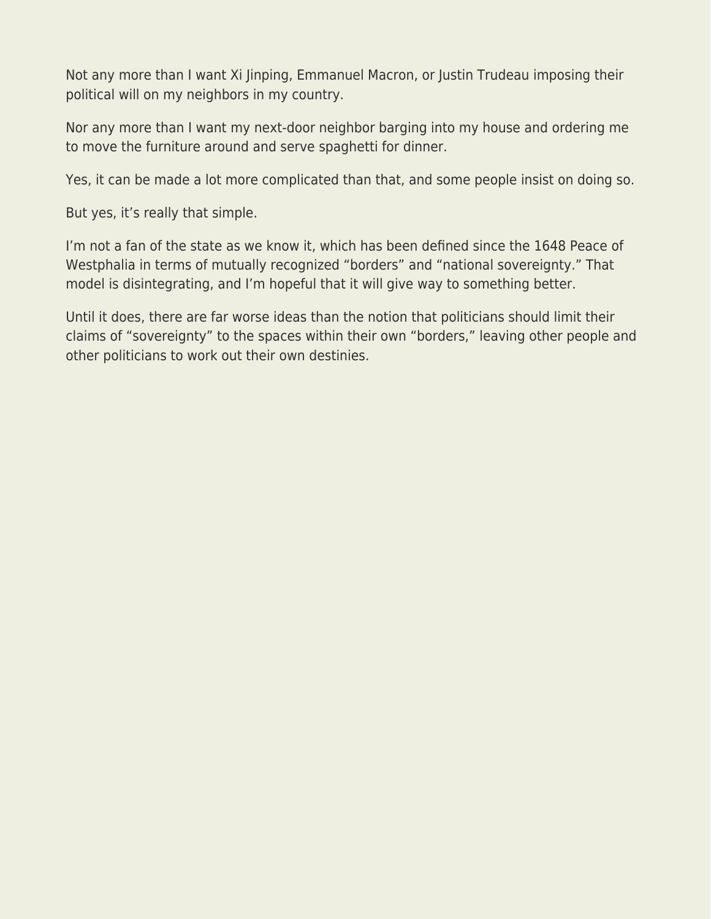Not any more than I want Xi Jinping, Emmanuel Macron, or Justin Trudeau imposing their political will on my neighbors in my country.

Nor any more than I want my next-door neighbor barging into my house and ordering me to move the furniture around and serve spaghetti for dinner.

Yes, it can be made a lot more complicated than that, and some people insist on doing so.

But yes, it's really that simple.

I'm not a fan of the state as we know it, which has been defined since the 1648 Peace of Westphalia in terms of mutually recognized "borders" and "national sovereignty." That model is disintegrating, and I'm hopeful that it will give way to something better.

Until it does, there are far worse ideas than the notion that politicians should limit their claims of "sovereignty" to the spaces within their own "borders," leaving other people and other politicians to work out their own destinies.